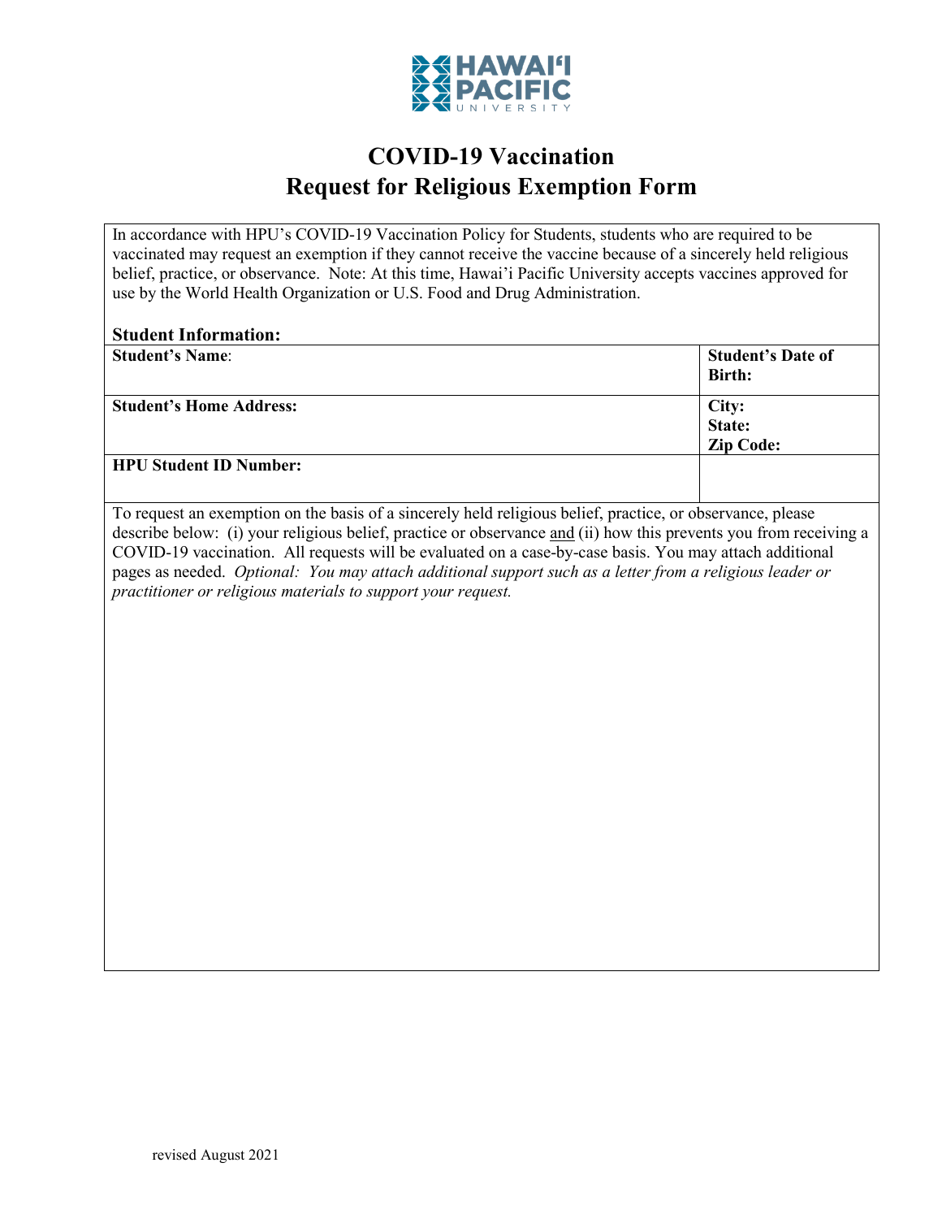# COVID-19 Vaccination
# Request for Religious Exemption Form

In accordance with HPU's COVID-19 Vaccination Policy for Students, students who are required to be vaccinated may request an exemption if they cannot receive the vaccine because of a sincerely held religious belief, practice, or observance. Note: At this time, Hawai'i Pacific University accepts vaccines approved for use by the World Health Organization or U.S. Food and Drug Administration.

**Student Information:**

| | |
|---|---|
| **Student's Name**: | **Student's Date of Birth:** |
| **Student's Home Address:** | **City:**<br>**State:**<br>**Zip Code:** |
| **HPU Student ID Number:** | |

To request an exemption on the basis of a sincerely held religious belief, practice, or observance, please describe below: (i) your religious belief, practice or observance and (ii) how this prevents you from receiving a COVID-19 vaccination. All requests will be evaluated on a case-by-case basis. You may attach additional pages as needed. *Optional: You may attach additional support such as a letter from a religious leader or practitioner or religious materials to support your request.*

revised August 2021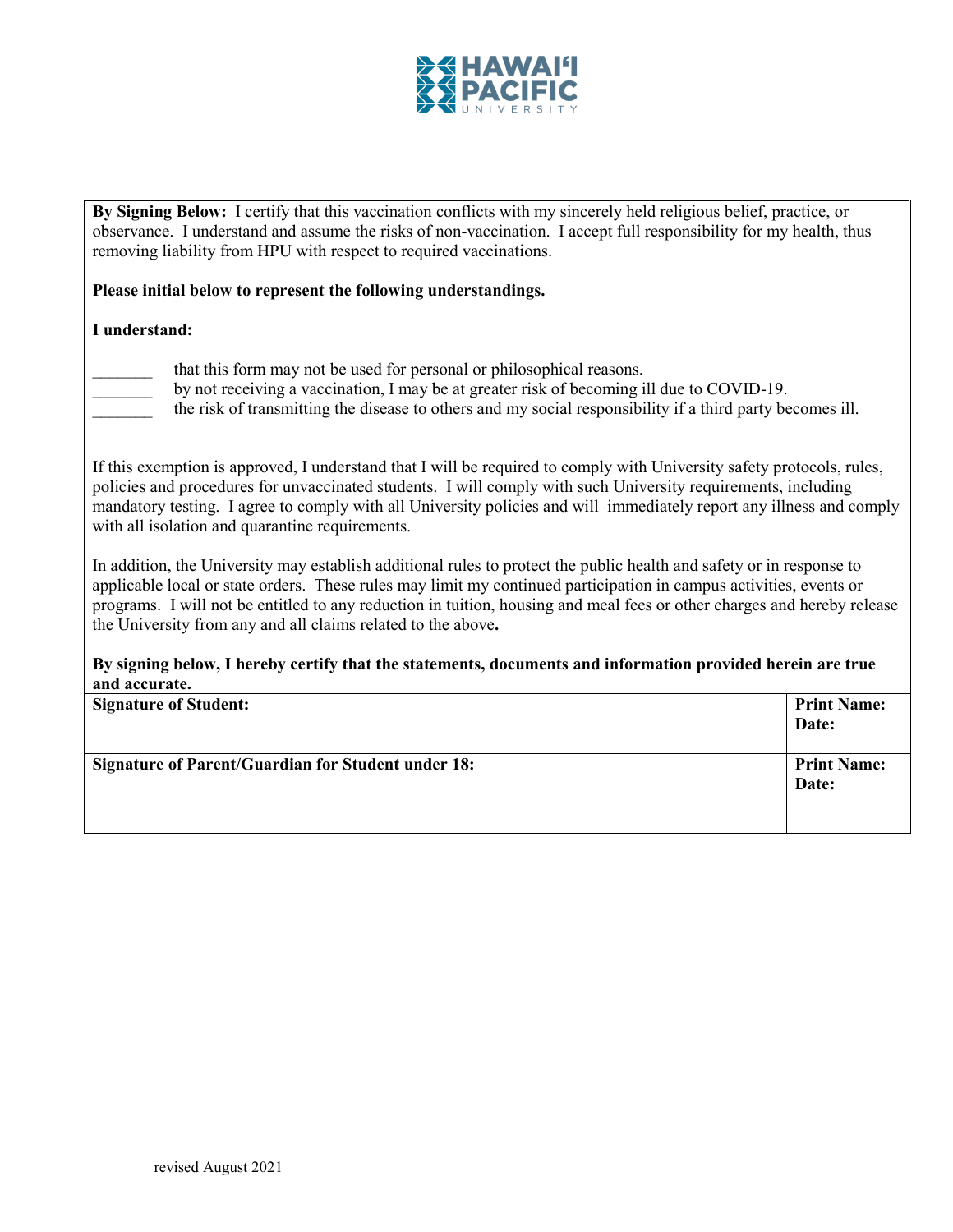**By Signing Below:** I certify that this vaccination conflicts with my sincerely held religious belief, practice, or observance. I understand and assume the risks of non-vaccination. I accept full responsibility for my health, thus removing liability from HPU with respect to required vaccinations.

**Please initial below to represent the following understandings.**

**I understand:**

_______ that this form may not be used for personal or philosophical reasons.
_______ by not receiving a vaccination, I may be at greater risk of becoming ill due to COVID-19.
_______ the risk of transmitting the disease to others and my social responsibility if a third party becomes ill.

If this exemption is approved, I understand that I will be required to comply with University safety protocols, rules, policies and procedures for unvaccinated students. I will comply with such University requirements, including mandatory testing. I agree to comply with all University policies and will immediately report any illness and comply with all isolation and quarantine requirements.

In addition, the University may establish additional rules to protect the public health and safety or in response to applicable local or state orders. These rules may limit my continued participation in campus activities, events or programs. I will not be entitled to any reduction in tuition, housing and meal fees or other charges and hereby release the University from any and all claims related to the above.

**By signing below, I hereby certify that the statements, documents and information provided herein are true and accurate.**

| | |
|---|---|
| **Signature of Student:** | **Print Name:**<br>**Date:** |
| **Signature of Parent/Guardian for Student under 18:** | **Print Name:**<br>**Date:** |

revised August 2021